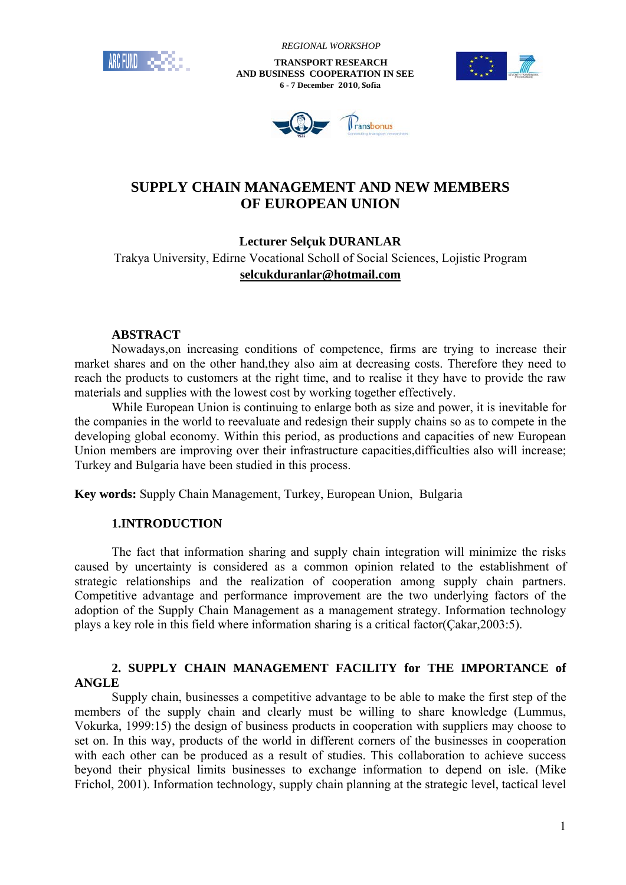*REGIONAL WORKSHOP*

**TRANSPORT RESEARCH AND BUSINESS COOPERATION IN SEE**
**6 - 7 December 2010, Sofia**

# SUPPLY CHAIN MANAGEMENT AND NEW MEMBERS OF EUROPEAN UNION

**Lecturer Selçuk DURANLAR**

Trakya University, Edirne Vocational Scholl of Social Sciences, Lojistic Program

**selcukduranlar@hotmail.com**

## ABSTRACT

Nowadays,on increasing conditions of competence, firms are trying to increase their market shares and on the other hand,they also aim at decreasing costs. Therefore they need to reach the products to customers at the right time, and to realise it they have to provide the raw materials and supplies with the lowest cost by working together effectively.

While European Union is continuing to enlarge both as size and power, it is inevitable for the companies in the world to reevaluate and redesign their supply chains so as to compete in the developing global economy. Within this period, as productions and capacities of new European Union members are improving over their infrastructure capacities,difficulties also will increase; Turkey and Bulgaria have been studied in this process.

**Key words:** Supply Chain Management, Turkey, European Union, Bulgaria

## 1.INTRODUCTION

The fact that information sharing and supply chain integration will minimize the risks caused by uncertainty is considered as a common opinion related to the establishment of strategic relationships and the realization of cooperation among supply chain partners. Competitive advantage and performance improvement are the two underlying factors of the adoption of the Supply Chain Management as a management strategy. Information technology plays a key role in this field where information sharing is a critical factor(Çakar,2003:5).

## 2. SUPPLY CHAIN MANAGEMENT FACILITY for THE IMPORTANCE of ANGLE

Supply chain, businesses a competitive advantage to be able to make the first step of the members of the supply chain and clearly must be willing to share knowledge (Lummus, Vokurka, 1999:15) the design of business products in cooperation with suppliers may choose to set on. In this way, products of the world in different corners of the businesses in cooperation with each other can be produced as a result of studies. This collaboration to achieve success beyond their physical limits businesses to exchange information to depend on isle. (Mike Frichol, 2001). Information technology, supply chain planning at the strategic level, tactical level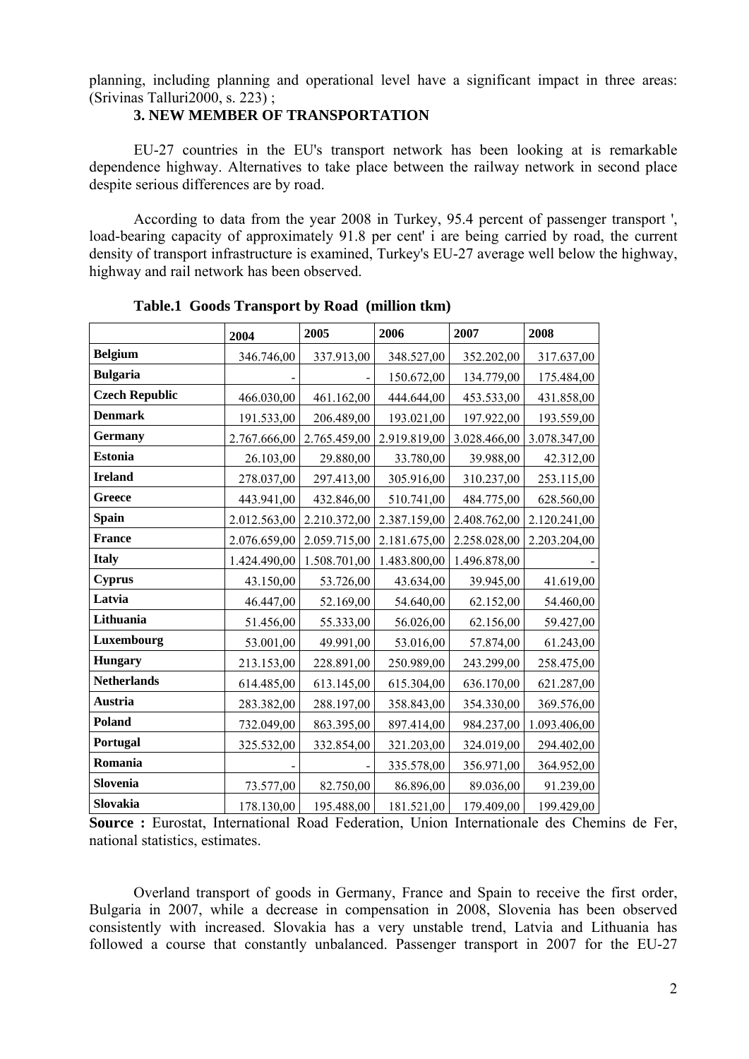planning, including planning and operational level have a significant impact in three areas: (Srivinas Talluri2000, s. 223) ;

### 3. NEW MEMBER OF TRANSPORTATION

EU-27 countries in the EU's transport network has been looking at is remarkable dependence highway. Alternatives to take place between the railway network in second place despite serious differences are by road.

According to data from the year 2008 in Turkey, 95.4 percent of passenger transport ', load-bearing capacity of approximately 91.8 per cent' i are being carried by road, the current density of transport infrastructure is examined, Turkey's EU-27 average well below the highway, highway and rail network has been observed.

**Table.1 Goods Transport by Road (million tkm)**

| | 2004 | 2005 | 2006 | 2007 | 2008 |
|---|---|---|---|---|---|
| **Belgium** | 346.746,00 | 337.913,00 | 348.527,00 | 352.202,00 | 317.637,00 |
| **Bulgaria** | - | - | 150.672,00 | 134.779,00 | 175.484,00 |
| **Czech Republic** | 466.030,00 | 461.162,00 | 444.644,00 | 453.533,00 | 431.858,00 |
| **Denmark** | 191.533,00 | 206.489,00 | 193.021,00 | 197.922,00 | 193.559,00 |
| **Germany** | 2.767.666,00 | 2.765.459,00 | 2.919.819,00 | 3.028.466,00 | 3.078.347,00 |
| **Estonia** | 26.103,00 | 29.880,00 | 33.780,00 | 39.988,00 | 42.312,00 |
| **Ireland** | 278.037,00 | 297.413,00 | 305.916,00 | 310.237,00 | 253.115,00 |
| **Greece** | 443.941,00 | 432.846,00 | 510.741,00 | 484.775,00 | 628.560,00 |
| **Spain** | 2.012.563,00 | 2.210.372,00 | 2.387.159,00 | 2.408.762,00 | 2.120.241,00 |
| **France** | 2.076.659,00 | 2.059.715,00 | 2.181.675,00 | 2.258.028,00 | 2.203.204,00 |
| **Italy** | 1.424.490,00 | 1.508.701,00 | 1.483.800,00 | 1.496.878,00 | - |
| **Cyprus** | 43.150,00 | 53.726,00 | 43.634,00 | 39.945,00 | 41.619,00 |
| **Latvia** | 46.447,00 | 52.169,00 | 54.640,00 | 62.152,00 | 54.460,00 |
| **Lithuania** | 51.456,00 | 55.333,00 | 56.026,00 | 62.156,00 | 59.427,00 |
| **Luxembourg** | 53.001,00 | 49.991,00 | 53.016,00 | 57.874,00 | 61.243,00 |
| **Hungary** | 213.153,00 | 228.891,00 | 250.989,00 | 243.299,00 | 258.475,00 |
| **Netherlands** | 614.485,00 | 613.145,00 | 615.304,00 | 636.170,00 | 621.287,00 |
| **Austria** | 283.382,00 | 288.197,00 | 358.843,00 | 354.330,00 | 369.576,00 |
| **Poland** | 732.049,00 | 863.395,00 | 897.414,00 | 984.237,00 | 1.093.406,00 |
| **Portugal** | 325.532,00 | 332.854,00 | 321.203,00 | 324.019,00 | 294.402,00 |
| **Romania** | - | - | 335.578,00 | 356.971,00 | 364.952,00 |
| **Slovenia** | 73.577,00 | 82.750,00 | 86.896,00 | 89.036,00 | 91.239,00 |
| **Slovakia** | 178.130,00 | 195.488,00 | 181.521,00 | 179.409,00 | 199.429,00 |

**Source :** Eurostat, International Road Federation, Union Internationale des Chemins de Fer, national statistics, estimates.

Overland transport of goods in Germany, France and Spain to receive the first order, Bulgaria in 2007, while a decrease in compensation in 2008, Slovenia has been observed consistently with increased. Slovakia has a very unstable trend, Latvia and Lithuania has followed a course that constantly unbalanced. Passenger transport in 2007 for the EU-27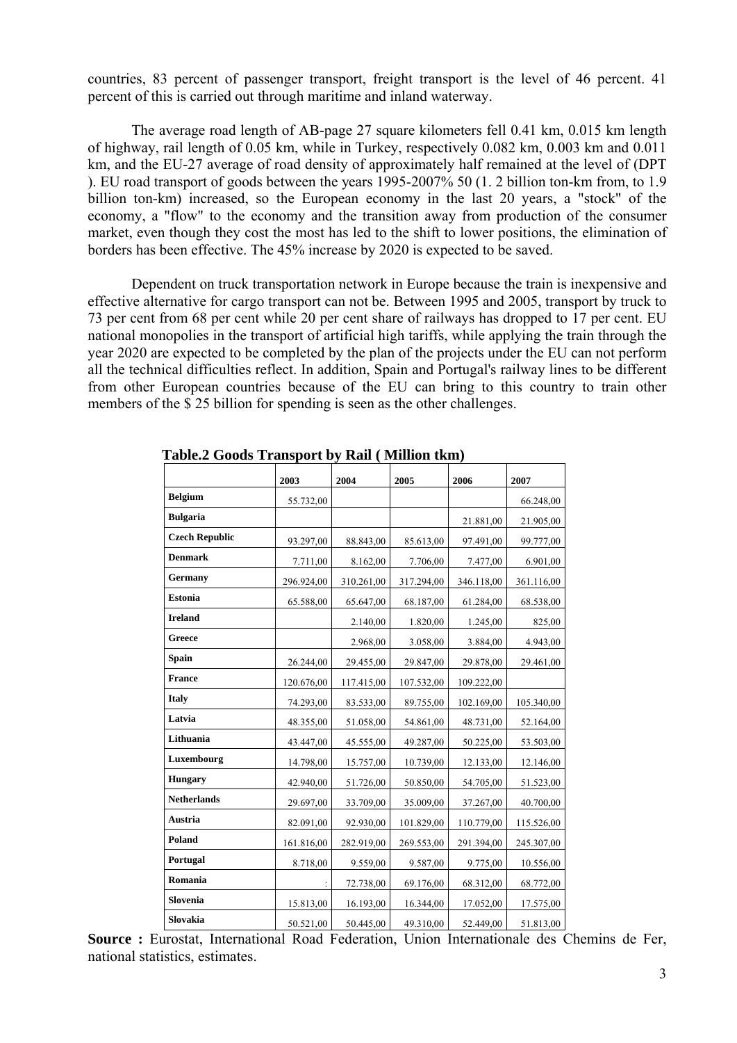countries, 83 percent of passenger transport, freight transport is the level of 46 percent. 41 percent of this is carried out through maritime and inland waterway.

The average road length of AB-page 27 square kilometers fell 0.41 km, 0.015 km length of highway, rail length of 0.05 km, while in Turkey, respectively 0.082 km, 0.003 km and 0.011 km, and the EU-27 average of road density of approximately half remained at the level of (DPT ). EU road transport of goods between the years 1995-2007% 50 (1. 2 billion ton-km from, to 1.9 billion ton-km) increased, so the European economy in the last 20 years, a "stock" of the economy, a "flow" to the economy and the transition away from production of the consumer market, even though they cost the most has led to the shift to lower positions, the elimination of borders has been effective. The 45% increase by 2020 is expected to be saved.

Dependent on truck transportation network in Europe because the train is inexpensive and effective alternative for cargo transport can not be. Between 1995 and 2005, transport by truck to 73 per cent from 68 per cent while 20 per cent share of railways has dropped to 17 per cent. EU national monopolies in the transport of artificial high tariffs, while applying the train through the year 2020 are expected to be completed by the plan of the projects under the EU can not perform all the technical difficulties reflect. In addition, Spain and Portugal's railway lines to be different from other European countries because of the EU can bring to this country to train other members of the $ 25 billion for spending is seen as the other challenges.

**Table.2 Goods Transport by Rail ( Million tkm)**

| | 2003 | 2004 | 2005 | 2006 | 2007 |
|---|---|---|---|---|---|
| **Belgium** | 55.732,00 | | | | 66.248,00 |
| **Bulgaria** | | | | 21.881,00 | 21.905,00 |
| **Czech Republic** | 93.297,00 | 88.843,00 | 85.613,00 | 97.491,00 | 99.777,00 |
| **Denmark** | 7.711,00 | 8.162,00 | 7.706,00 | 7.477,00 | 6.901,00 |
| **Germany** | 296.924,00 | 310.261,00 | 317.294,00 | 346.118,00 | 361.116,00 |
| **Estonia** | 65.588,00 | 65.647,00 | 68.187,00 | 61.284,00 | 68.538,00 |
| **Ireland** | | 2.140,00 | 1.820,00 | 1.245,00 | 825,00 |
| **Greece** | | 2.968,00 | 3.058,00 | 3.884,00 | 4.943,00 |
| **Spain** | 26.244,00 | 29.455,00 | 29.847,00 | 29.878,00 | 29.461,00 |
| **France** | 120.676,00 | 117.415,00 | 107.532,00 | 109.222,00 | |
| **Italy** | 74.293,00 | 83.533,00 | 89.755,00 | 102.169,00 | 105.340,00 |
| **Latvia** | 48.355,00 | 51.058,00 | 54.861,00 | 48.731,00 | 52.164,00 |
| **Lithuania** | 43.447,00 | 45.555,00 | 49.287,00 | 50.225,00 | 53.503,00 |
| **Luxembourg** | 14.798,00 | 15.757,00 | 10.739,00 | 12.133,00 | 12.146,00 |
| **Hungary** | 42.940,00 | 51.726,00 | 50.850,00 | 54.705,00 | 51.523,00 |
| **Netherlands** | 29.697,00 | 33.709,00 | 35.009,00 | 37.267,00 | 40.700,00 |
| **Austria** | 82.091,00 | 92.930,00 | 101.829,00 | 110.779,00 | 115.526,00 |
| **Poland** | 161.816,00 | 282.919,00 | 269.553,00 | 291.394,00 | 245.307,00 |
| **Portugal** | 8.718,00 | 9.559,00 | 9.587,00 | 9.775,00 | 10.556,00 |
| **Romania** | : | 72.738,00 | 69.176,00 | 68.312,00 | 68.772,00 |
| **Slovenia** | 15.813,00 | 16.193,00 | 16.344,00 | 17.052,00 | 17.575,00 |
| **Slovakia** | 50.521,00 | 50.445,00 | 49.310,00 | 52.449,00 | 51.813,00 |

**Source :** Eurostat, International Road Federation, Union Internationale des Chemins de Fer, national statistics, estimates.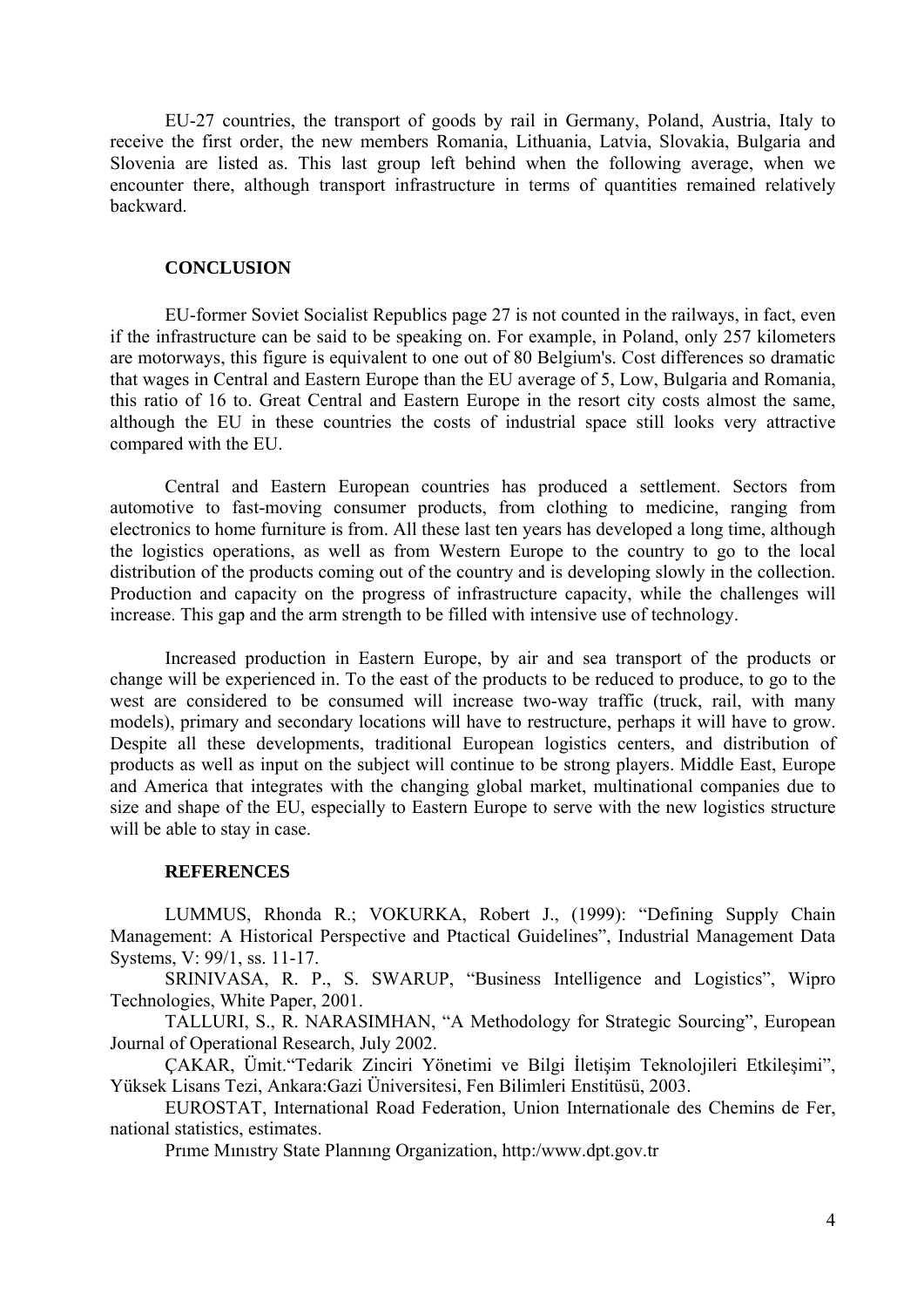EU-27 countries, the transport of goods by rail in Germany, Poland, Austria, Italy to receive the first order, the new members Romania, Lithuania, Latvia, Slovakia, Bulgaria and Slovenia are listed as. This last group left behind when the following average, when we encounter there, although transport infrastructure in terms of quantities remained relatively backward.

## CONCLUSION

EU-former Soviet Socialist Republics page 27 is not counted in the railways, in fact, even if the infrastructure can be said to be speaking on. For example, in Poland, only 257 kilometers are motorways, this figure is equivalent to one out of 80 Belgium's. Cost differences so dramatic that wages in Central and Eastern Europe than the EU average of 5, Low, Bulgaria and Romania, this ratio of 16 to. Great Central and Eastern Europe in the resort city costs almost the same, although the EU in these countries the costs of industrial space still looks very attractive compared with the EU.

Central and Eastern European countries has produced a settlement. Sectors from automotive to fast-moving consumer products, from clothing to medicine, ranging from electronics to home furniture is from. All these last ten years has developed a long time, although the logistics operations, as well as from Western Europe to the country to go to the local distribution of the products coming out of the country and is developing slowly in the collection. Production and capacity on the progress of infrastructure capacity, while the challenges will increase. This gap and the arm strength to be filled with intensive use of technology.

Increased production in Eastern Europe, by air and sea transport of the products or change will be experienced in. To the east of the products to be reduced to produce, to go to the west are considered to be consumed will increase two-way traffic (truck, rail, with many models), primary and secondary locations will have to restructure, perhaps it will have to grow. Despite all these developments, traditional European logistics centers, and distribution of products as well as input on the subject will continue to be strong players. Middle East, Europe and America that integrates with the changing global market, multinational companies due to size and shape of the EU, especially to Eastern Europe to serve with the new logistics structure will be able to stay in case.

## REFERENCES

LUMMUS, Rhonda R.; VOKURKA, Robert J., (1999): "Defining Supply Chain Management: A Historical Perspective and Ptactical Guidelines", Industrial Management Data Systems, V: 99/1, ss. 11-17.

SRINIVASA, R. P., S. SWARUP, "Business Intelligence and Logistics", Wipro Technologies, White Paper, 2001.

TALLURI, S., R. NARASIMHAN, "A Methodology for Strategic Sourcing", European Journal of Operational Research, July 2002.

ÇAKAR, Ümit."Tedarik Zinciri Yönetimi ve Bilgi İletişim Teknolojileri Etkileşimi", Yüksek Lisans Tezi, Ankara:Gazi Üniversitesi, Fen Bilimleri Enstitüsü, 2003.

EUROSTAT, International Road Federation, Union Internationale des Chemins de Fer, national statistics, estimates.

Prıme Mınıstry State Plannıng Organization, http:/www.dpt.gov.tr